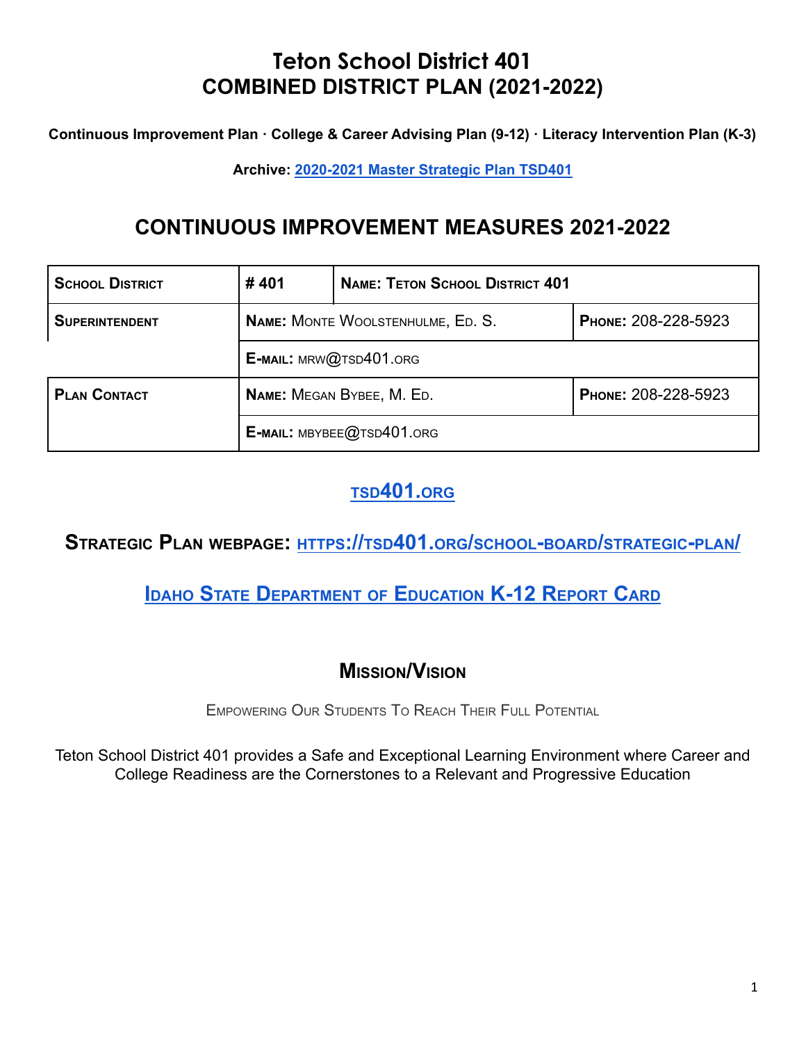# Teton School District 401
# COMBINED DISTRICT PLAN (2021-2022)

**Continuous Improvement Plan · College & Career Advising Plan (9-12) · Literacy Intervention Plan (K-3)**

**Archive: [2020-2021 Master Strategic Plan TSD401]()**

## CONTINUOUS IMPROVEMENT MEASURES 2021-2022

| **School District** | **# 401** | **Name: Teton School District 401** | |
|---|---|---|---|
| **Superintendent** | **Name:** Monte Woolstenhulme, Ed. S. | | **Phone:** 208-228-5923 |
| | **E-mail:** mrw@tsd401.org | | |
| **Plan Contact** | **Name:** Megan Bybee, M. Ed. | | **Phone:** 208-228-5923 |
| | **E-mail:** mbybee@tsd401.org | | |

## [tsd401.org]()

## Strategic Plan webpage: [https://tsd401.org/school-board/strategic-plan/]()

## [Idaho State Department of Education K-12 Report Card]()

## Mission/Vision

Empowering Our Students To Reach Their Full Potential

Teton School District 401 provides a Safe and Exceptional Learning Environment where Career and College Readiness are the Cornerstones to a Relevant and Progressive Education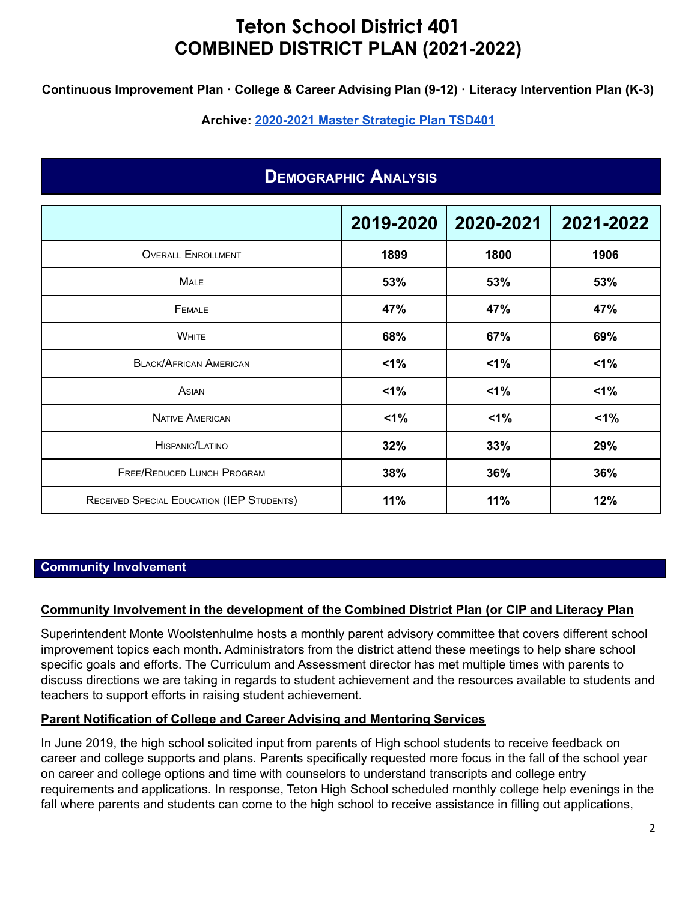# Teton School District 401
# COMBINED DISTRICT PLAN (2021-2022)

**Continuous Improvement Plan · College & Career Advising Plan (9-12) · Literacy Intervention Plan (K-3)**

**Archive: 2020-2021 Master Strategic Plan TSD401**

## Demographic Analysis

| | 2019-2020 | 2020-2021 | 2021-2022 |
|---|---|---|---|
| Overall Enrollment | 1899 | 1800 | 1906 |
| Male | 53% | 53% | 53% |
| Female | 47% | 47% | 47% |
| White | 68% | 67% | 69% |
| Black/African American | <1% | <1% | <1% |
| Asian | <1% | <1% | <1% |
| Native American | <1% | <1% | <1% |
| Hispanic/Latino | 32% | 33% | 29% |
| Free/Reduced Lunch Program | 38% | 36% | 36% |
| Received Special Education (IEP Students) | 11% | 11% | 12% |

## Community Involvement

### Community Involvement in the development of the Combined District Plan (or CIP and Literacy Plan

Superintendent Monte Woolstenhulme hosts a monthly parent advisory committee that covers different school improvement topics each month. Administrators from the district attend these meetings to help share school specific goals and efforts. The Curriculum and Assessment director has met multiple times with parents to discuss directions we are taking in regards to student achievement and the resources available to students and teachers to support efforts in raising student achievement.

### Parent Notification of College and Career Advising and Mentoring Services

In June 2019, the high school solicited input from parents of High school students to receive feedback on career and college supports and plans. Parents specifically requested more focus in the fall of the school year on career and college options and time with counselors to understand transcripts and college entry requirements and applications. In response, Teton High School scheduled monthly college help evenings in the fall where parents and students can come to the high school to receive assistance in filling out applications,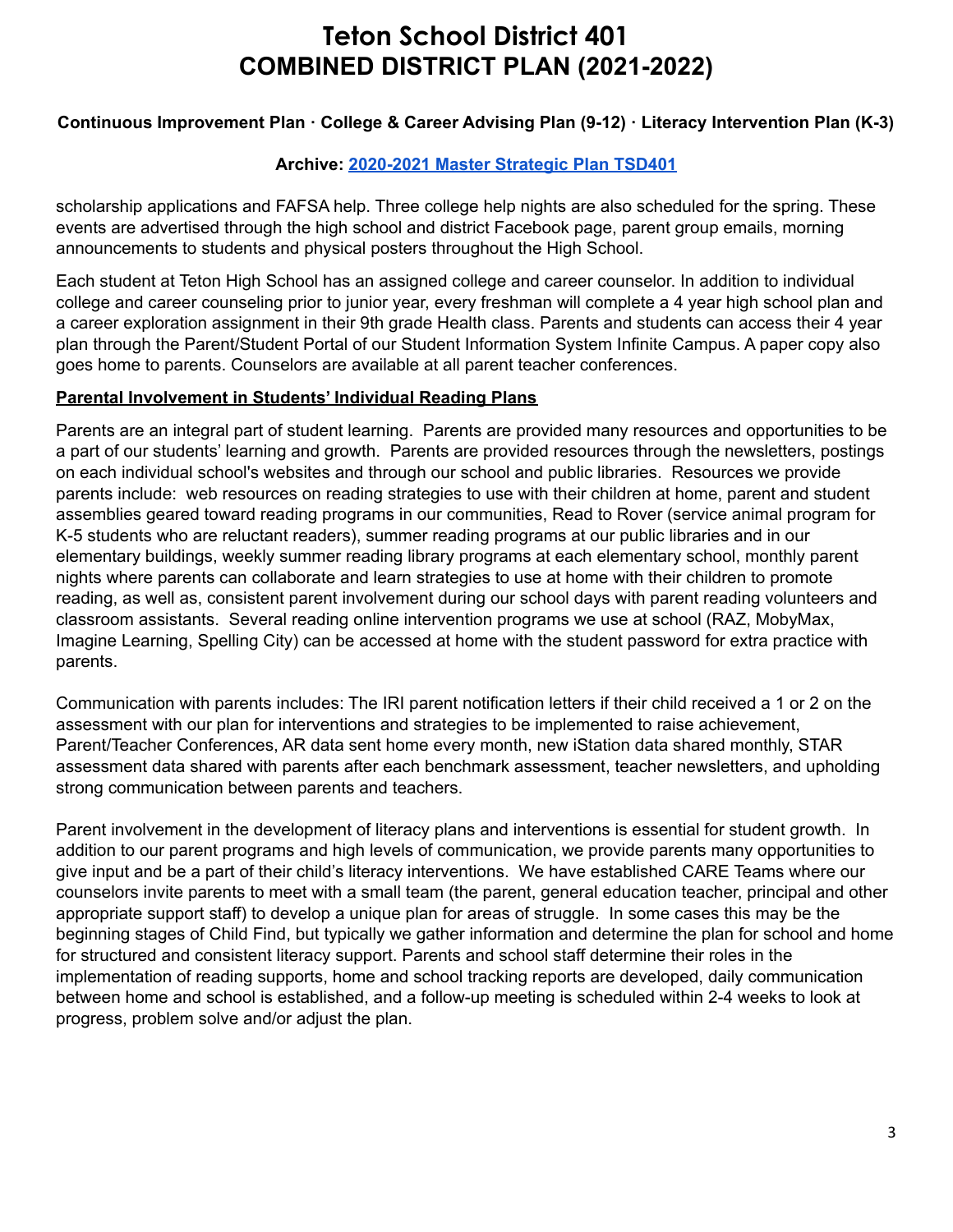scholarship applications and FAFSA help. Three college help nights are also scheduled for the spring. These events are advertised through the high school and district Facebook page, parent group emails, morning announcements to students and physical posters throughout the High School.

Each student at Teton High School has an assigned college and career counselor. In addition to individual college and career counseling prior to junior year, every freshman will complete a 4 year high school plan and a career exploration assignment in their 9th grade Health class. Parents and students can access their 4 year plan through the Parent/Student Portal of our Student Information System Infinite Campus. A paper copy also goes home to parents. Counselors are available at all parent teacher conferences.

**Parental Involvement in Students' Individual Reading Plans**

Parents are an integral part of student learning. Parents are provided many resources and opportunities to be a part of our students' learning and growth. Parents are provided resources through the newsletters, postings on each individual school's websites and through our school and public libraries. Resources we provide parents include: web resources on reading strategies to use with their children at home, parent and student assemblies geared toward reading programs in our communities, Read to Rover (service animal program for K-5 students who are reluctant readers), summer reading programs at our public libraries and in our elementary buildings, weekly summer reading library programs at each elementary school, monthly parent nights where parents can collaborate and learn strategies to use at home with their children to promote reading, as well as, consistent parent involvement during our school days with parent reading volunteers and classroom assistants. Several reading online intervention programs we use at school (RAZ, MobyMax, Imagine Learning, Spelling City) can be accessed at home with the student password for extra practice with parents.

Communication with parents includes: The IRI parent notification letters if their child received a 1 or 2 on the assessment with our plan for interventions and strategies to be implemented to raise achievement, Parent/Teacher Conferences, AR data sent home every month, new iStation data shared monthly, STAR assessment data shared with parents after each benchmark assessment, teacher newsletters, and upholding strong communication between parents and teachers.

Parent involvement in the development of literacy plans and interventions is essential for student growth. In addition to our parent programs and high levels of communication, we provide parents many opportunities to give input and be a part of their child's literacy interventions. We have established CARE Teams where our counselors invite parents to meet with a small team (the parent, general education teacher, principal and other appropriate support staff) to develop a unique plan for areas of struggle. In some cases this may be the beginning stages of Child Find, but typically we gather information and determine the plan for school and home for structured and consistent literacy support. Parents and school staff determine their roles in the implementation of reading supports, home and school tracking reports are developed, daily communication between home and school is established, and a follow-up meeting is scheduled within 2-4 weeks to look at progress, problem solve and/or adjust the plan.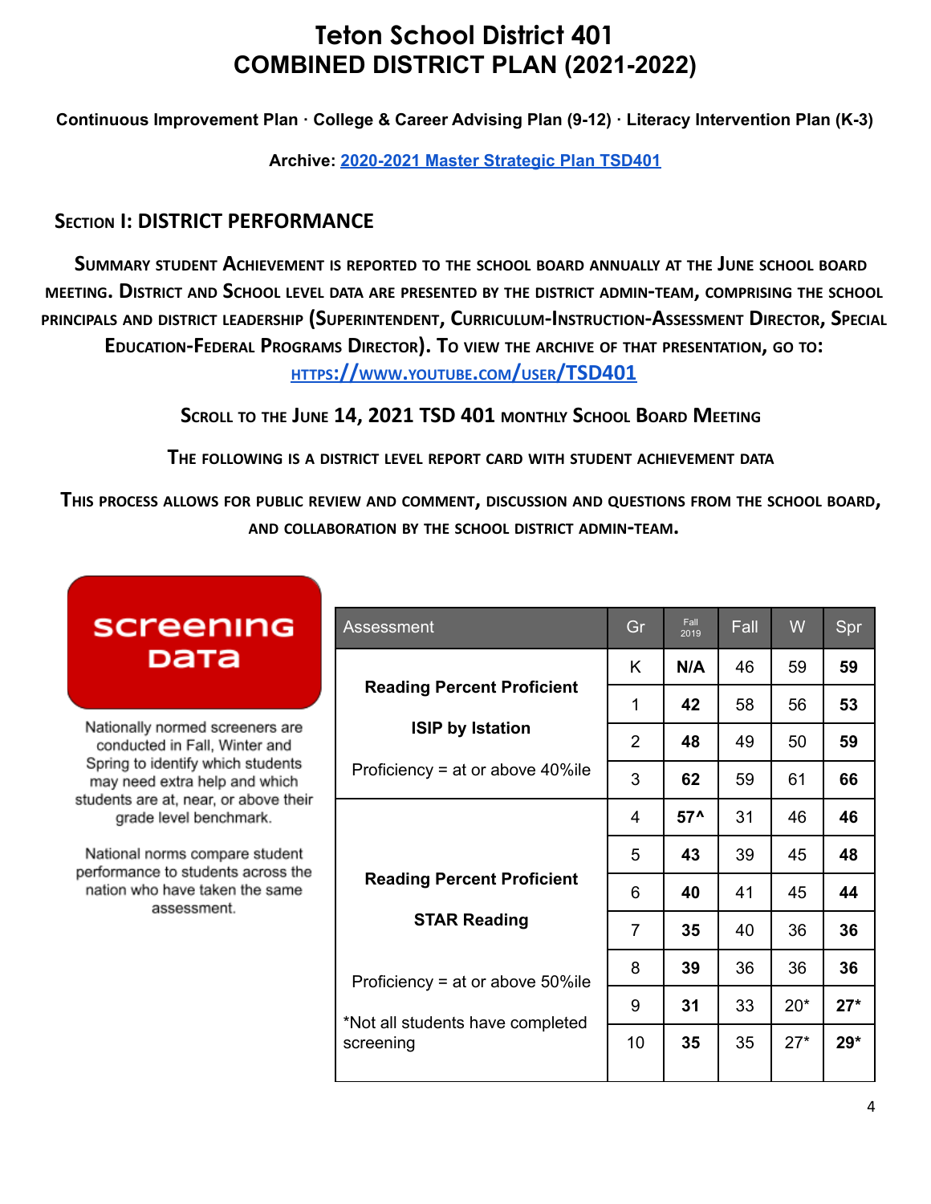# Teton School District 401
# COMBINED DISTRICT PLAN (2021-2022)

**Continuous Improvement Plan · College & Career Advising Plan (9-12) · Literacy Intervention Plan (K-3)**

**Archive: [2020-2021 Master Strategic Plan TSD401]()**

## SECTION I: DISTRICT PERFORMANCE

**SUMMARY STUDENT ACHIEVEMENT IS REPORTED TO THE SCHOOL BOARD ANNUALLY AT THE JUNE SCHOOL BOARD MEETING. DISTRICT AND SCHOOL LEVEL DATA ARE PRESENTED BY THE DISTRICT ADMIN-TEAM, COMPRISING THE SCHOOL PRINCIPALS AND DISTRICT LEADERSHIP (SUPERINTENDENT, CURRICULUM-INSTRUCTION-ASSESSMENT DIRECTOR, SPECIAL EDUCATION-FEDERAL PROGRAMS DIRECTOR). TO VIEW THE ARCHIVE OF THAT PRESENTATION, GO TO: [HTTPS://WWW.YOUTUBE.COM/USER/TSD401](https://www.youtube.com/user/TSD401)**

**SCROLL TO THE JUNE 14, 2021 TSD 401 MONTHLY SCHOOL BOARD MEETING**

**THE FOLLOWING IS A DISTRICT LEVEL REPORT CARD WITH STUDENT ACHIEVEMENT DATA**

**THIS PROCESS ALLOWS FOR PUBLIC REVIEW AND COMMENT, DISCUSSION AND QUESTIONS FROM THE SCHOOL BOARD, AND COLLABORATION BY THE SCHOOL DISTRICT ADMIN-TEAM.**

**SCREENING DATA**

Nationally normed screeners are conducted in Fall, Winter and Spring to identify which students may need extra help and which students are at, near, or above their grade level benchmark.

National norms compare student performance to students across the nation who have taken the same assessment.

| Assessment | Gr | Fall 2019 | Fall | W | Spr |
|---|---|---|---|---|---|
| **Reading Percent Proficient** **ISIP by Istation** Proficiency = at or above 40%ile | K | **N/A** | 46 | 59 | **59** |
| | 1 | **42** | 58 | 56 | **53** |
| | 2 | **48** | 49 | 50 | **59** |
| | 3 | **62** | 59 | 61 | **66** |
| **Reading Percent Proficient** **STAR Reading** Proficiency = at or above 50%ile *Not all students have completed screening | 4 | **57^** | 31 | 46 | **46** |
| | 5 | **43** | 39 | 45 | **48** |
| | 6 | **40** | 41 | 45 | **44** |
| | 7 | **35** | 40 | 36 | **36** |
| | 8 | **39** | 36 | 36 | **36** |
| | 9 | **31** | 33 | 20* | **27*** |
| | 10 | **35** | 35 | 27* | **29*** |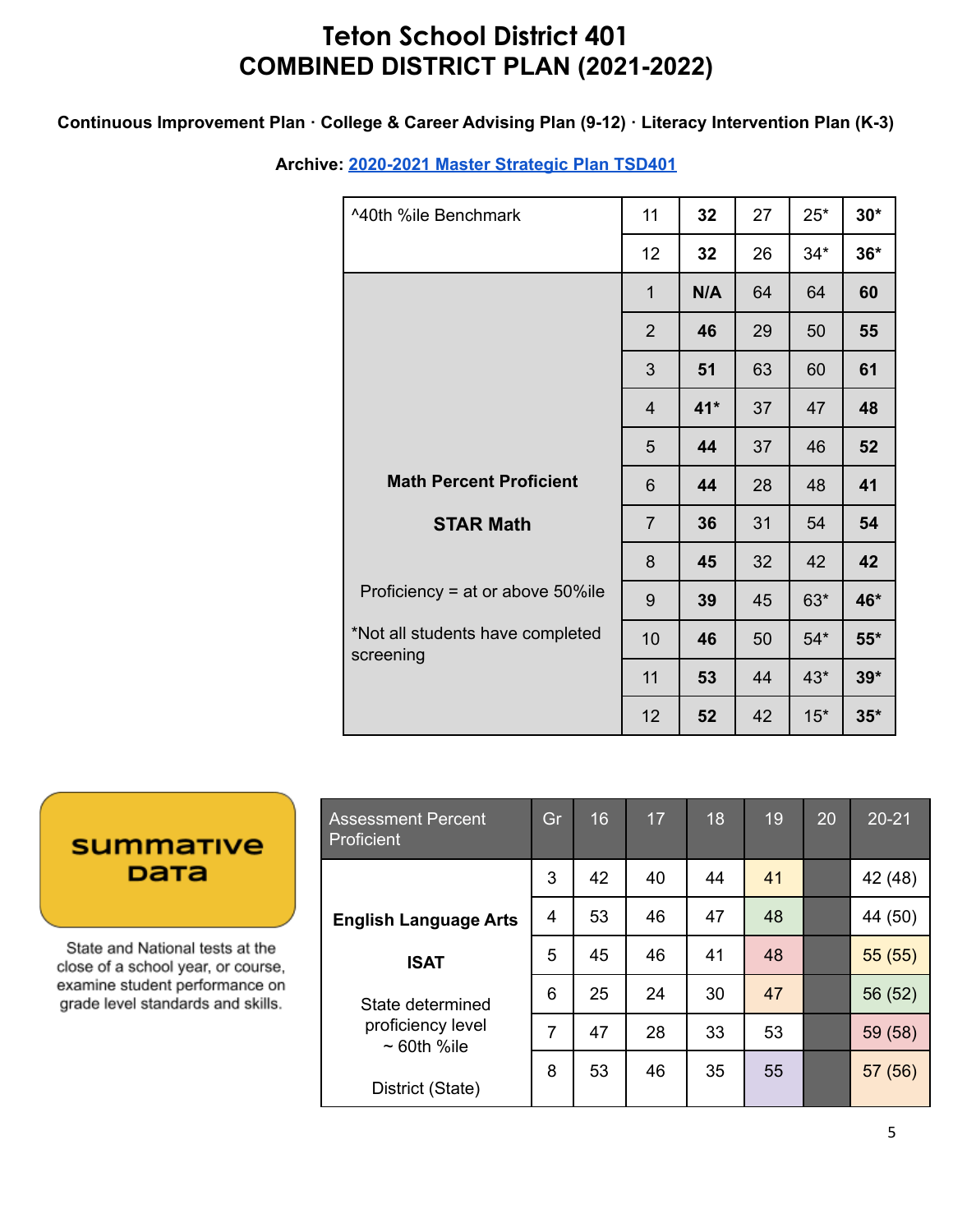# Teton School District 401
# COMBINED DISTRICT PLAN (2021-2022)

**Continuous Improvement Plan · College & Career Advising Plan (9-12) · Literacy Intervention Plan (K-3)**

**Archive: [2020-2021 Master Strategic Plan TSD401]()**

| | | | | | |
|---|---|---|---|---|---|
| ^40th %ile Benchmark | 11 | **32** | 27 | 25* | **30*** |
| | 12 | **32** | 26 | 34* | **36*** |
| **Math Percent Proficient**<br><br>**STAR Math**<br><br>Proficiency = at or above 50%ile<br><br>*Not all students have completed screening | 1 | **N/A** | 64 | 64 | **60** |
| | 2 | **46** | 29 | 50 | **55** |
| | 3 | **51** | 63 | 60 | **61** |
| | 4 | **41*** | 37 | 47 | **48** |
| | 5 | **44** | 37 | 46 | **52** |
| | 6 | **44** | 28 | 48 | **41** |
| | 7 | **36** | 31 | 54 | **54** |
| | 8 | **45** | 32 | 42 | **42** |
| | 9 | **39** | 45 | 63* | **46*** |
| | 10 | **46** | 50 | 54* | **55*** |
| | 11 | **53** | 44 | 43* | **39*** |
| | 12 | **52** | 42 | 15* | **35*** |

**summative data**

State and National tests at the close of a school year, or course, examine student performance on grade level standards and skills.

| Assessment Percent Proficient | Gr | 16 | 17 | 18 | 19 | 20 | 20-21 |
|---|---|---|---|---|---|---|---|
| **English Language Arts**<br><br>**ISAT**<br><br>State determined proficiency level ~ 60th %ile<br><br>District (State) | 3 | 42 | 40 | 44 | 41 | | 42 (48) |
| | 4 | 53 | 46 | 47 | 48 | | 44 (50) |
| | 5 | 45 | 46 | 41 | 48 | | 55 (55) |
| | 6 | 25 | 24 | 30 | 47 | | 56 (52) |
| | 7 | 47 | 28 | 33 | 53 | | 59 (58) |
| | 8 | 53 | 46 | 35 | 55 | | 57 (56) |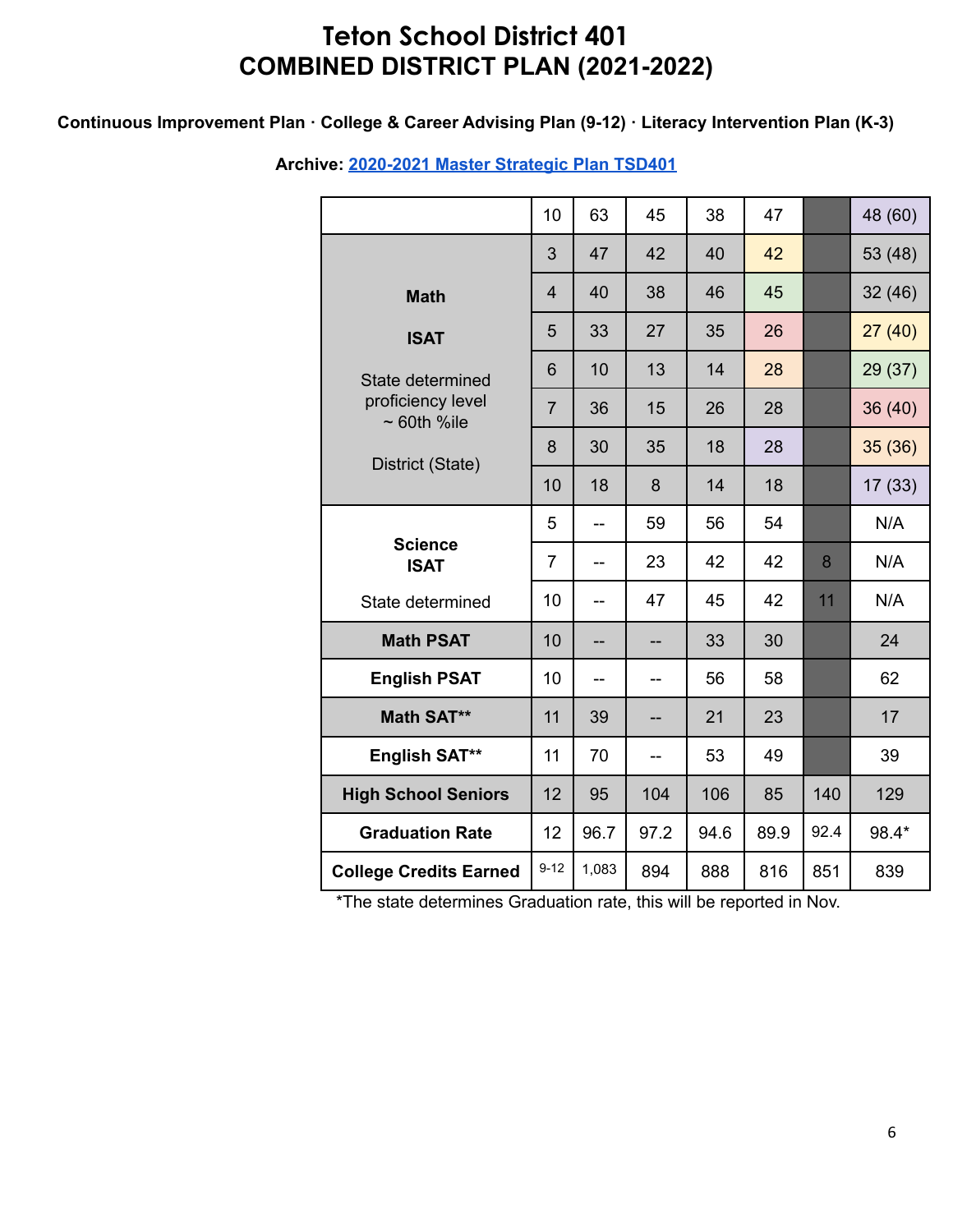# Teton School District 401
# COMBINED DISTRICT PLAN (2021-2022)

**Continuous Improvement Plan · College & Career Advising Plan (9-12) · Literacy Intervention Plan (K-3)**

**Archive: 2020-2021 Master Strategic Plan TSD401**

| | | | | | | | |
|---|---|---|---|---|---|---|---|
| | 10 | 63 | 45 | 38 | 47 | | 48 (60) |
| **Math ISAT** State determined proficiency level ~ 60th %ile District (State) | 3 | 47 | 42 | 40 | 42 | | 53 (48) |
| | 4 | 40 | 38 | 46 | 45 | | 32 (46) |
| | 5 | 33 | 27 | 35 | 26 | | 27 (40) |
| | 6 | 10 | 13 | 14 | 28 | | 29 (37) |
| | 7 | 36 | 15 | 26 | 28 | | 36 (40) |
| | 8 | 30 | 35 | 18 | 28 | | 35 (36) |
| | 10 | 18 | 8 | 14 | 18 | | 17 (33) |
| **Science ISAT** State determined | 5 | -- | 59 | 56 | 54 | | N/A |
| | 7 | -- | 23 | 42 | 42 | 8 | N/A |
| | 10 | -- | 47 | 45 | 42 | 11 | N/A |
| **Math PSAT** | 10 | -- | -- | 33 | 30 | | 24 |
| **English PSAT** | 10 | -- | -- | 56 | 58 | | 62 |
| **Math SAT**** | 11 | 39 | -- | 21 | 23 | | 17 |
| **English SAT**** | 11 | 70 | -- | 53 | 49 | | 39 |
| **High School Seniors** | 12 | 95 | 104 | 106 | 85 | 140 | 129 |
| **Graduation Rate** | 12 | 96.7 | 97.2 | 94.6 | 89.9 | 92.4 | 98.4* |
| **College Credits Earned** | 9-12 | 1,083 | 894 | 888 | 816 | 851 | 839 |

*The state determines Graduation rate, this will be reported in Nov.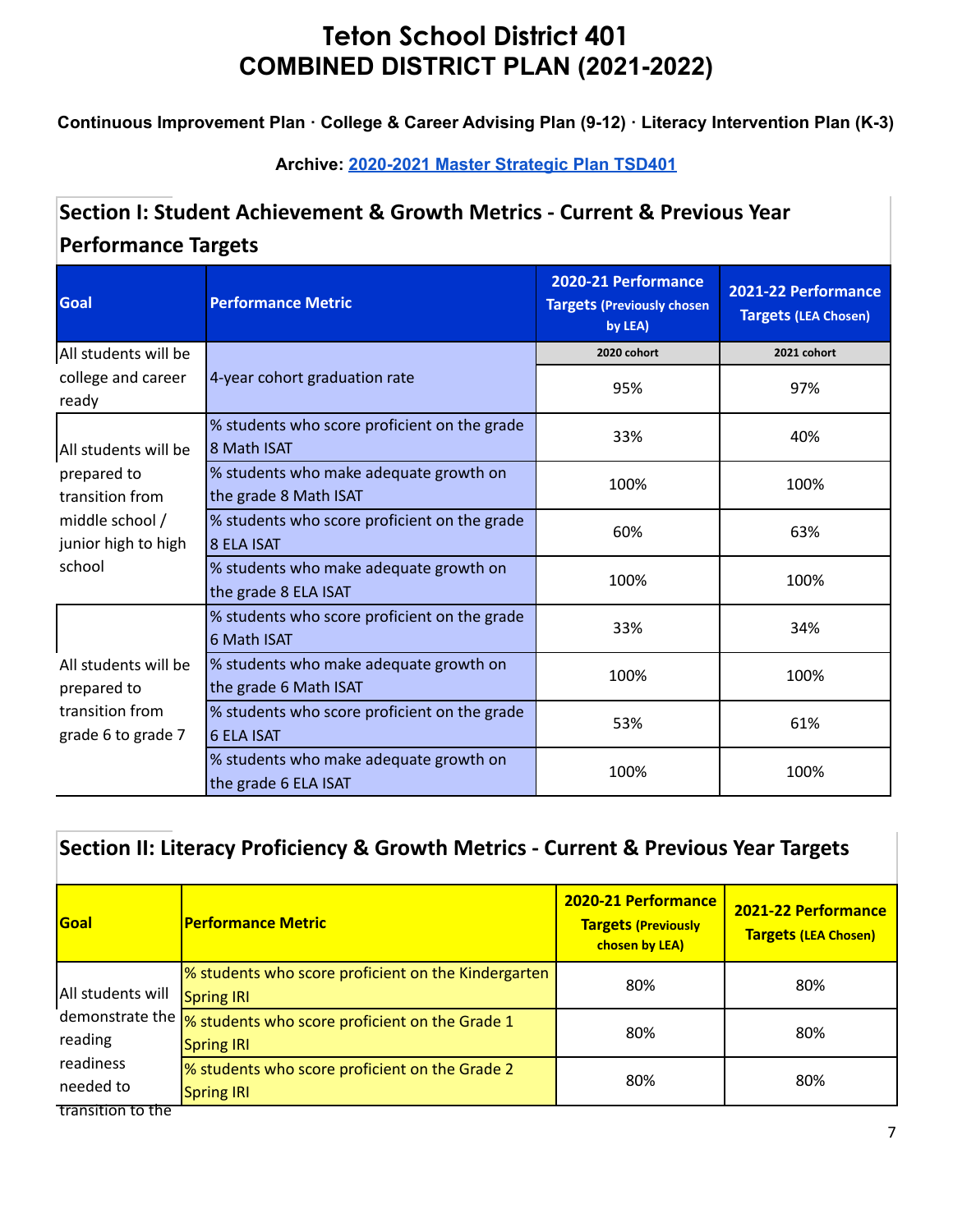# Teton School District 401
# COMBINED DISTRICT PLAN (2021-2022)

**Continuous Improvement Plan · College & Career Advising Plan (9-12) · Literacy Intervention Plan (K-3)**

**Archive: [2020-2021 Master Strategic Plan TSD401]()**

## Section I: Student Achievement & Growth Metrics - Current & Previous Year Performance Targets

| Goal | Performance Metric | 2020-21 Performance Targets (Previously chosen by LEA) | 2021-22 Performance Targets (LEA Chosen) |
|---|---|---|---|
| | | 2020 cohort | 2021 cohort |
| All students will be college and career ready | 4-year cohort graduation rate | 95% | 97% |
| All students will be prepared to transition from middle school / junior high to high school | % students who score proficient on the grade 8 Math ISAT | 33% | 40% |
| | % students who make adequate growth on the grade 8 Math ISAT | 100% | 100% |
| | % students who score proficient on the grade 8 ELA ISAT | 60% | 63% |
| | % students who make adequate growth on the grade 8 ELA ISAT | 100% | 100% |
| All students will be prepared to transition from grade 6 to grade 7 | % students who score proficient on the grade 6 Math ISAT | 33% | 34% |
| | % students who make adequate growth on the grade 6 Math ISAT | 100% | 100% |
| | % students who score proficient on the grade 6 ELA ISAT | 53% | 61% |
| | % students who make adequate growth on the grade 6 ELA ISAT | 100% | 100% |

## Section II: Literacy Proficiency & Growth Metrics - Current & Previous Year Targets

| Goal | Performance Metric | 2020-21 Performance Targets (Previously chosen by LEA) | 2021-22 Performance Targets (LEA Chosen) |
|---|---|---|---|
| All students will demonstrate the reading readiness needed to transition to the | % students who score proficient on the Kindergarten Spring IRI | 80% | 80% |
| | % students who score proficient on the Grade 1 Spring IRI | 80% | 80% |
| | % students who score proficient on the Grade 2 Spring IRI | 80% | 80% |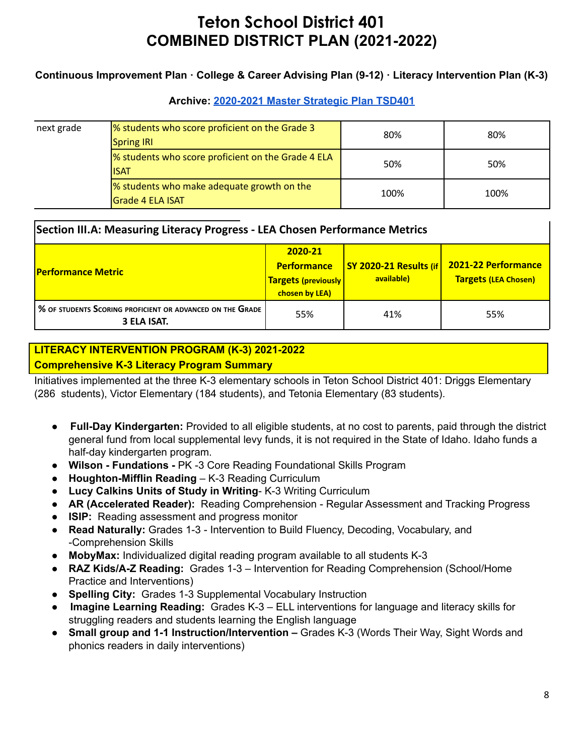# Teton School District 401
# COMBINED DISTRICT PLAN (2021-2022)

**Continuous Improvement Plan · College & Career Advising Plan (9-12) · Literacy Intervention Plan (K-3)**

**Archive: [2020-2021 Master Strategic Plan TSD401]()**

| next grade | % students who score proficient on the Grade 3 Spring IRI | 80% | 80% |
|---|---|---|---|
| | % students who score proficient on the Grade 4 ELA ISAT | 50% | 50% |
| | % students who make adequate growth on the Grade 4 ELA ISAT | 100% | 100% |

**Section III.A: Measuring Literacy Progress - LEA Chosen Performance Metrics**

| Performance Metric | 2020-21 Performance Targets (previously chosen by LEA) | SY 2020-21 Results (if available) | 2021-22 Performance Targets (LEA Chosen) |
|---|---|---|---|
| % of students Scoring proficient or advanced on the Grade 3 ELA ISAT. | 55% | 41% | 55% |

## LITERACY INTERVENTION PROGRAM (K-3) 2021-2022
### Comprehensive K-3 Literacy Program Summary

Initiatives implemented at the three K-3 elementary schools in Teton School District 401: Driggs Elementary (286 students), Victor Elementary (184 students), and Tetonia Elementary (83 students).

- **Full-Day Kindergarten:** Provided to all eligible students, at no cost to parents, paid through the district general fund from local supplemental levy funds, it is not required in the State of Idaho. Idaho funds a half-day kindergarten program.
- **Wilson - Fundations -** PK -3 Core Reading Foundational Skills Program
- **Houghton-Mifflin Reading** – K-3 Reading Curriculum
- **Lucy Calkins Units of Study in Writing**- K-3 Writing Curriculum
- **AR (Accelerated Reader):** Reading Comprehension - Regular Assessment and Tracking Progress
- **ISIP:** Reading assessment and progress monitor
- **Read Naturally:** Grades 1-3 - Intervention to Build Fluency, Decoding, Vocabulary, and -Comprehension Skills
- **MobyMax:** Individualized digital reading program available to all students K-3
- **RAZ Kids/A-Z Reading:** Grades 1-3 – Intervention for Reading Comprehension (School/Home Practice and Interventions)
- **Spelling City:** Grades 1-3 Supplemental Vocabulary Instruction
- **Imagine Learning Reading:** Grades K-3 – ELL interventions for language and literacy skills for struggling readers and students learning the English language
- **Small group and 1-1 Instruction/Intervention –** Grades K-3 (Words Their Way, Sight Words and phonics readers in daily interventions)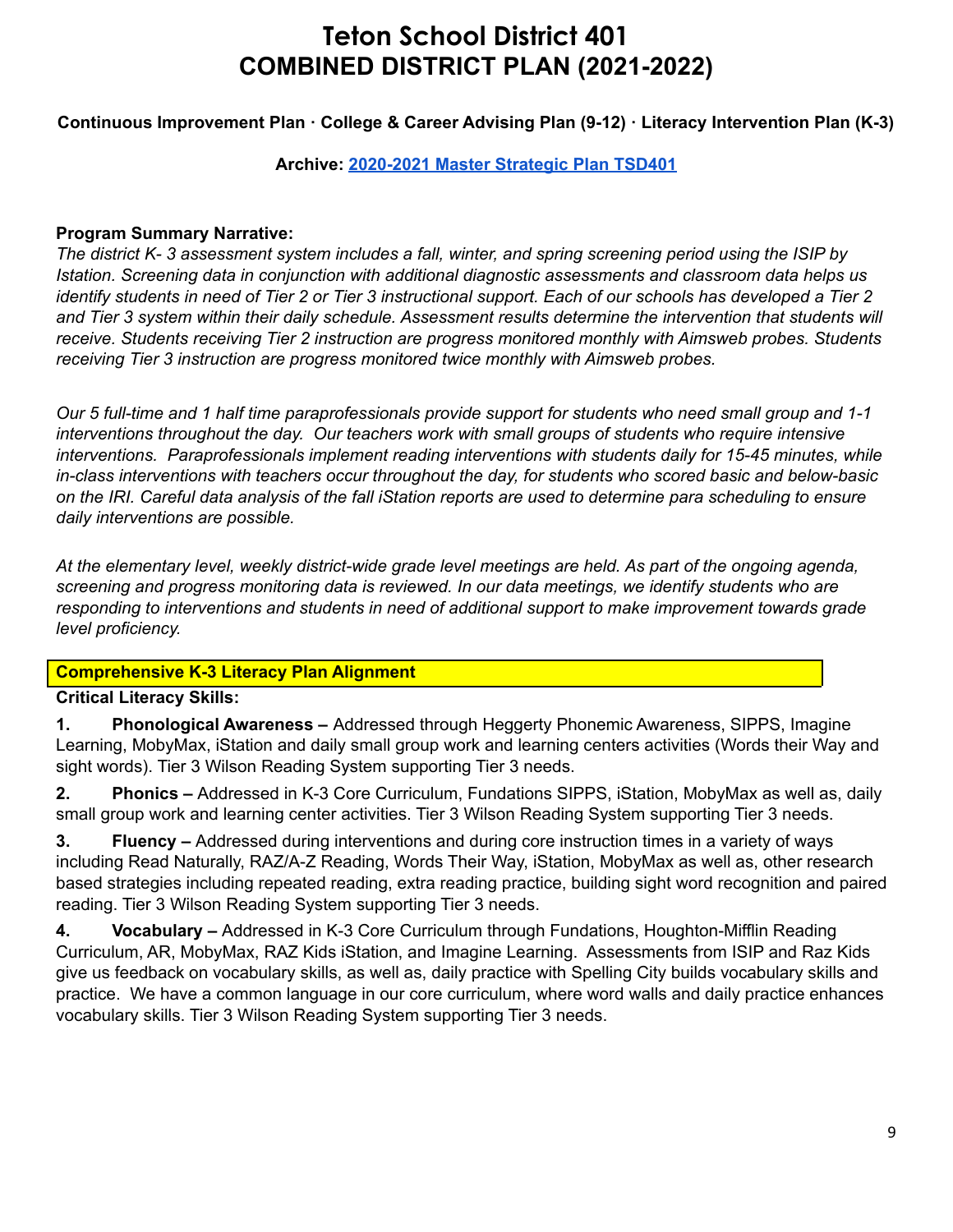# Teton School District 401
# COMBINED DISTRICT PLAN (2021-2022)

**Continuous Improvement Plan · College & Career Advising Plan (9-12) · Literacy Intervention Plan (K-3)**

**Archive: [2020-2021 Master Strategic Plan TSD401]()**

**Program Summary Narrative:**

*The district K- 3 assessment system includes a fall, winter, and spring screening period using the ISIP by Istation. Screening data in conjunction with additional diagnostic assessments and classroom data helps us identify students in need of Tier 2 or Tier 3 instructional support. Each of our schools has developed a Tier 2 and Tier 3 system within their daily schedule. Assessment results determine the intervention that students will receive. Students receiving Tier 2 instruction are progress monitored monthly with Aimsweb probes. Students receiving Tier 3 instruction are progress monitored twice monthly with Aimsweb probes.*

*Our 5 full-time and 1 half time paraprofessionals provide support for students who need small group and 1-1 interventions throughout the day. Our teachers work with small groups of students who require intensive interventions. Paraprofessionals implement reading interventions with students daily for 15-45 minutes, while in-class interventions with teachers occur throughout the day, for students who scored basic and below-basic on the IRI. Careful data analysis of the fall iStation reports are used to determine para scheduling to ensure daily interventions are possible.*

*At the elementary level, weekly district-wide grade level meetings are held. As part of the ongoing agenda, screening and progress monitoring data is reviewed. In our data meetings, we identify students who are responding to interventions and students in need of additional support to make improvement towards grade level proficiency.*

**Comprehensive K-3 Literacy Plan Alignment**

**Critical Literacy Skills:**

1. **Phonological Awareness –** Addressed through Heggerty Phonemic Awareness, SIPPS, Imagine Learning, MobyMax, iStation and daily small group work and learning centers activities (Words their Way and sight words). Tier 3 Wilson Reading System supporting Tier 3 needs.
2. **Phonics –** Addressed in K-3 Core Curriculum, Fundations SIPPS, iStation, MobyMax as well as, daily small group work and learning center activities. Tier 3 Wilson Reading System supporting Tier 3 needs.
3. **Fluency –** Addressed during interventions and during core instruction times in a variety of ways including Read Naturally, RAZ/A-Z Reading, Words Their Way, iStation, MobyMax as well as, other research based strategies including repeated reading, extra reading practice, building sight word recognition and paired reading. Tier 3 Wilson Reading System supporting Tier 3 needs.
4. **Vocabulary –** Addressed in K-3 Core Curriculum through Fundations, Houghton-Mifflin Reading Curriculum, AR, MobyMax, RAZ Kids iStation, and Imagine Learning. Assessments from ISIP and Raz Kids give us feedback on vocabulary skills, as well as, daily practice with Spelling City builds vocabulary skills and practice. We have a common language in our core curriculum, where word walls and daily practice enhances vocabulary skills. Tier 3 Wilson Reading System supporting Tier 3 needs.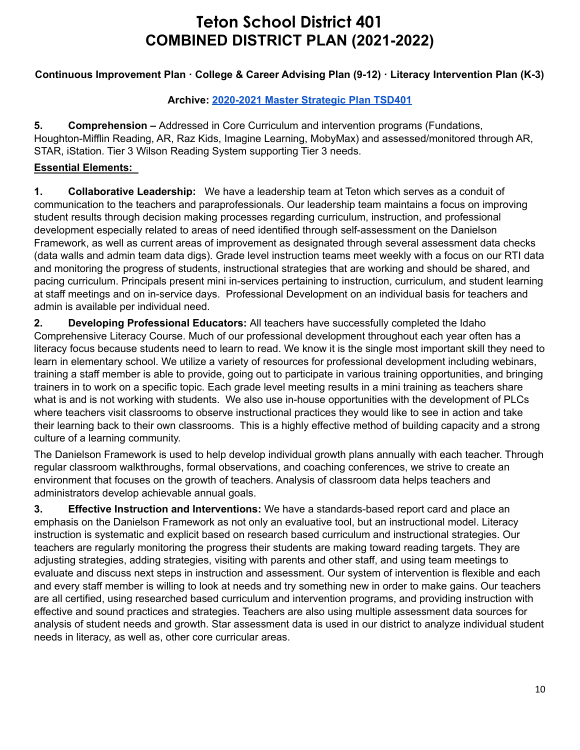# Teton School District 401
# COMBINED DISTRICT PLAN (2021-2022)

**Continuous Improvement Plan · College & Career Advising Plan (9-12) · Literacy Intervention Plan (K-3)**

**Archive: 2020-2021 Master Strategic Plan TSD401**

**5. Comprehension –** Addressed in Core Curriculum and intervention programs (Fundations, Houghton-Mifflin Reading, AR, Raz Kids, Imagine Learning, MobyMax) and assessed/monitored through AR, STAR, iStation. Tier 3 Wilson Reading System supporting Tier 3 needs.

**Essential Elements:**

**1. Collaborative Leadership:** We have a leadership team at Teton which serves as a conduit of communication to the teachers and paraprofessionals. Our leadership team maintains a focus on improving student results through decision making processes regarding curriculum, instruction, and professional development especially related to areas of need identified through self-assessment on the Danielson Framework, as well as current areas of improvement as designated through several assessment data checks (data walls and admin team data digs). Grade level instruction teams meet weekly with a focus on our RTI data and monitoring the progress of students, instructional strategies that are working and should be shared, and pacing curriculum. Principals present mini in-services pertaining to instruction, curriculum, and student learning at staff meetings and on in-service days. Professional Development on an individual basis for teachers and admin is available per individual need.

**2. Developing Professional Educators:** All teachers have successfully completed the Idaho Comprehensive Literacy Course. Much of our professional development throughout each year often has a literacy focus because students need to learn to read. We know it is the single most important skill they need to learn in elementary school. We utilize a variety of resources for professional development including webinars, training a staff member is able to provide, going out to participate in various training opportunities, and bringing trainers in to work on a specific topic. Each grade level meeting results in a mini training as teachers share what is and is not working with students. We also use in-house opportunities with the development of PLCs where teachers visit classrooms to observe instructional practices they would like to see in action and take their learning back to their own classrooms. This is a highly effective method of building capacity and a strong culture of a learning community.

The Danielson Framework is used to help develop individual growth plans annually with each teacher. Through regular classroom walkthroughs, formal observations, and coaching conferences, we strive to create an environment that focuses on the growth of teachers. Analysis of classroom data helps teachers and administrators develop achievable annual goals.

**3. Effective Instruction and Interventions:** We have a standards-based report card and place an emphasis on the Danielson Framework as not only an evaluative tool, but an instructional model. Literacy instruction is systematic and explicit based on research based curriculum and instructional strategies. Our teachers are regularly monitoring the progress their students are making toward reading targets. They are adjusting strategies, adding strategies, visiting with parents and other staff, and using team meetings to evaluate and discuss next steps in instruction and assessment. Our system of intervention is flexible and each and every staff member is willing to look at needs and try something new in order to make gains. Our teachers are all certified, using researched based curriculum and intervention programs, and providing instruction with effective and sound practices and strategies. Teachers are also using multiple assessment data sources for analysis of student needs and growth. Star assessment data is used in our district to analyze individual student needs in literacy, as well as, other core curricular areas.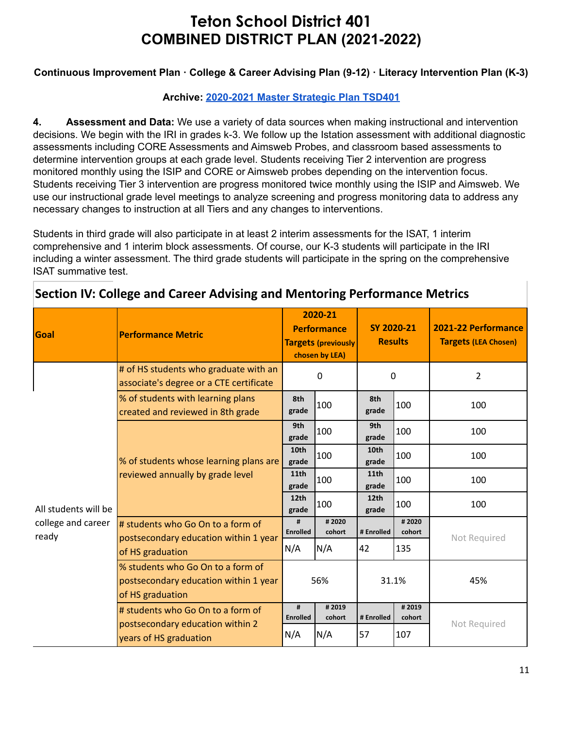# Teton School District 401
# COMBINED DISTRICT PLAN (2021-2022)

**Continuous Improvement Plan · College & Career Advising Plan (9-12) · Literacy Intervention Plan (K-3)**

**Archive: 2020-2021 Master Strategic Plan TSD401**

**4. Assessment and Data:** We use a variety of data sources when making instructional and intervention decisions. We begin with the IRI in grades k-3. We follow up the Istation assessment with additional diagnostic assessments including CORE Assessments and Aimsweb Probes, and classroom based assessments to determine intervention groups at each grade level. Students receiving Tier 2 intervention are progress monitored monthly using the ISIP and CORE or Aimsweb probes depending on the intervention focus. Students receiving Tier 3 intervention are progress monitored twice monthly using the ISIP and Aimsweb. We use our instructional grade level meetings to analyze screening and progress monitoring data to address any necessary changes to instruction at all Tiers and any changes to interventions.

Students in third grade will also participate in at least 2 interim assessments for the ISAT, 1 interim comprehensive and 1 interim block assessments. Of course, our K-3 students will participate in the IRI including a winter assessment. The third grade students will participate in the spring on the comprehensive ISAT summative test.

## Section IV: College and Career Advising and Mentoring Performance Metrics

| Goal | Performance Metric | 2020-21 Performance Targets (previously chosen by LEA) | | SY 2020-21 Results | | 2021-22 Performance Targets (LEA Chosen) |
|---|---|---|---|---|---|---|
| All students will be college and career ready | # of HS students who graduate with an associate's degree or a CTE certificate | 0 | | 0 | | 2 |
| | % of students with learning plans created and reviewed in 8th grade | 8th grade | 100 | 8th grade | 100 | 100 |
| | % of students whose learning plans are reviewed annually by grade level | 9th grade | 100 | 9th grade | 100 | 100 |
| | | 10th grade | 100 | 10th grade | 100 | 100 |
| | | 11th grade | 100 | 11th grade | 100 | 100 |
| | | 12th grade | 100 | 12th grade | 100 | 100 |
| | # students who Go On to a form of postsecondary education within 1 year of HS graduation | # Enrolled | # 2020 cohort | # Enrolled | # 2020 cohort | Not Required |
| | | N/A | N/A | 42 | 135 | |
| | % students who Go On to a form of postsecondary education within 1 year of HS graduation | 56% | | 31.1% | | 45% |
| | # students who Go On to a form of postsecondary education within 2 years of HS graduation | # Enrolled | # 2019 cohort | # Enrolled | # 2019 cohort | Not Required |
| | | N/A | N/A | 57 | 107 | |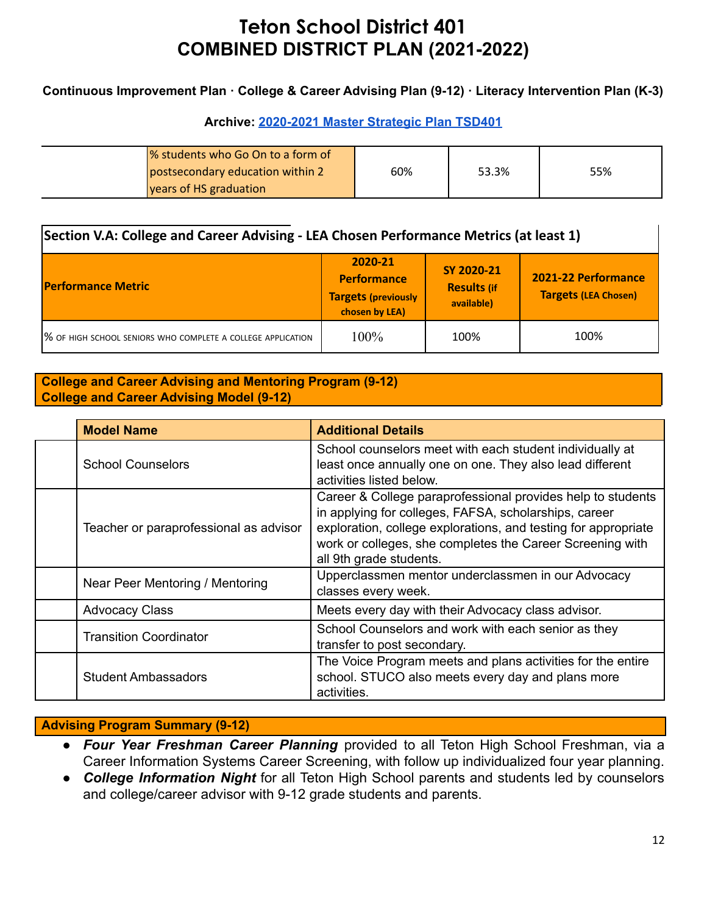# Teton School District 401
# COMBINED DISTRICT PLAN (2021-2022)

**Continuous Improvement Plan · College & Career Advising Plan (9-12) · Literacy Intervention Plan (K-3)**

**Archive: [2020-2021 Master Strategic Plan TSD401]()**

| | | | | |
|---|---|---|---|---|
| | % students who Go On to a form of postsecondary education within 2 years of HS graduation | 60% | 53.3% | 55% |

**Section V.A: College and Career Advising - LEA Chosen Performance Metrics (at least 1)**

| Performance Metric | 2020-21 Performance Targets (previously chosen by LEA) | SY 2020-21 Results (if available) | 2021-22 Performance Targets (LEA Chosen) |
|---|---|---|---|
| % of high school seniors who complete a college application | 100% | 100% | 100% |

**College and Career Advising and Mentoring Program (9-12)**
**College and Career Advising Model (9-12)**

| | Model Name | Additional Details |
|---|---|---|
| | School Counselors | School counselors meet with each student individually at least once annually one on one. They also lead different activities listed below. |
| | Teacher or paraprofessional as advisor | Career & College paraprofessional provides help to students in applying for colleges, FAFSA, scholarships, career exploration, college explorations, and testing for appropriate work or colleges, she completes the Career Screening with all 9th grade students. |
| | Near Peer Mentoring / Mentoring | Upperclassmen mentor underclassmen in our Advocacy classes every week. |
| | Advocacy Class | Meets every day with their Advocacy class advisor. |
| | Transition Coordinator | School Counselors and work with each senior as they transfer to post secondary. |
| | Student Ambassadors | The Voice Program meets and plans activities for the entire school. STUCO also meets every day and plans more activities. |

**Advising Program Summary (9-12)**

- ***Four Year Freshman Career Planning*** provided to all Teton High School Freshman, via a Career Information Systems Career Screening, with follow up individualized four year planning.
- ***College Information Night*** for all Teton High School parents and students led by counselors and college/career advisor with 9-12 grade students and parents.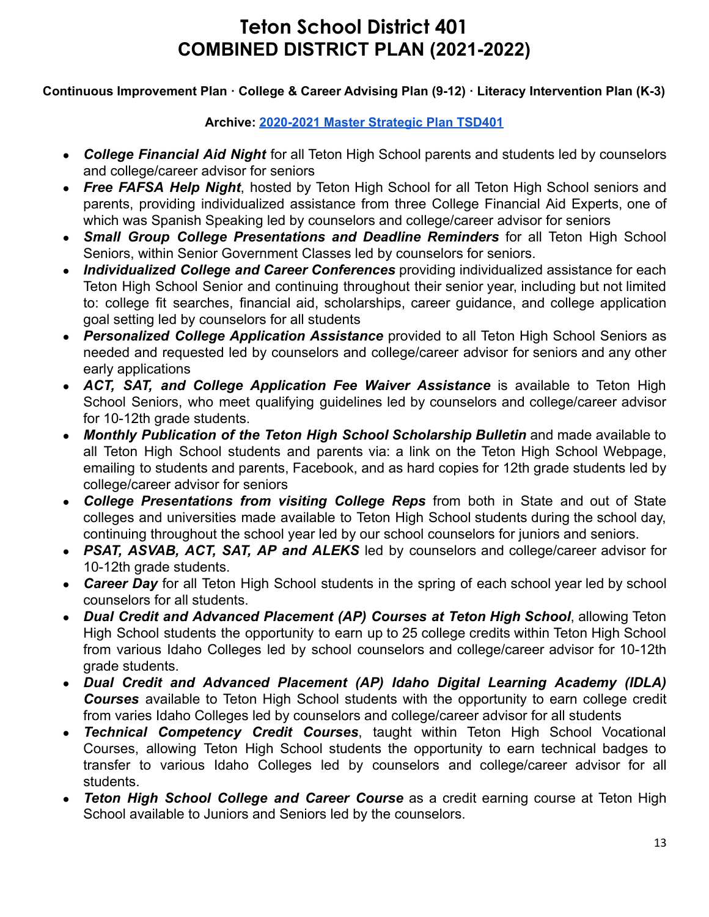# Teton School District 401
# COMBINED DISTRICT PLAN (2021-2022)

**Continuous Improvement Plan · College & Career Advising Plan (9-12) · Literacy Intervention Plan (K-3)**

**Archive: [2020-2021 Master Strategic Plan TSD401]()**

- ***College Financial Aid Night*** for all Teton High School parents and students led by counselors and college/career advisor for seniors
- ***Free FAFSA Help Night***, hosted by Teton High School for all Teton High School seniors and parents, providing individualized assistance from three College Financial Aid Experts, one of which was Spanish Speaking led by counselors and college/career advisor for seniors
- ***Small Group College Presentations and Deadline Reminders*** for all Teton High School Seniors, within Senior Government Classes led by counselors for seniors.
- ***Individualized College and Career Conferences*** providing individualized assistance for each Teton High School Senior and continuing throughout their senior year, including but not limited to: college fit searches, financial aid, scholarships, career guidance, and college application goal setting led by counselors for all students
- ***Personalized College Application Assistance*** provided to all Teton High School Seniors as needed and requested led by counselors and college/career advisor for seniors and any other early applications
- ***ACT, SAT, and College Application Fee Waiver Assistance*** is available to Teton High School Seniors, who meet qualifying guidelines led by counselors and college/career advisor for 10-12th grade students.
- ***Monthly Publication of the Teton High School Scholarship Bulletin*** and made available to all Teton High School students and parents via: a link on the Teton High School Webpage, emailing to students and parents, Facebook, and as hard copies for 12th grade students led by college/career advisor for seniors
- ***College Presentations from visiting College Reps*** from both in State and out of State colleges and universities made available to Teton High School students during the school day, continuing throughout the school year led by our school counselors for juniors and seniors.
- ***PSAT, ASVAB, ACT, SAT, AP and ALEKS*** led by counselors and college/career advisor for 10-12th grade students.
- ***Career Day*** for all Teton High School students in the spring of each school year led by school counselors for all students.
- ***Dual Credit and Advanced Placement (AP) Courses at Teton High School***, allowing Teton High School students the opportunity to earn up to 25 college credits within Teton High School from various Idaho Colleges led by school counselors and college/career advisor for 10-12th grade students.
- ***Dual Credit and Advanced Placement (AP) Idaho Digital Learning Academy (IDLA) Courses*** available to Teton High School students with the opportunity to earn college credit from varies Idaho Colleges led by counselors and college/career advisor for all students
- ***Technical Competency Credit Courses***, taught within Teton High School Vocational Courses, allowing Teton High School students the opportunity to earn technical badges to transfer to various Idaho Colleges led by counselors and college/career advisor for all students.
- ***Teton High School College and Career Course*** as a credit earning course at Teton High School available to Juniors and Seniors led by the counselors.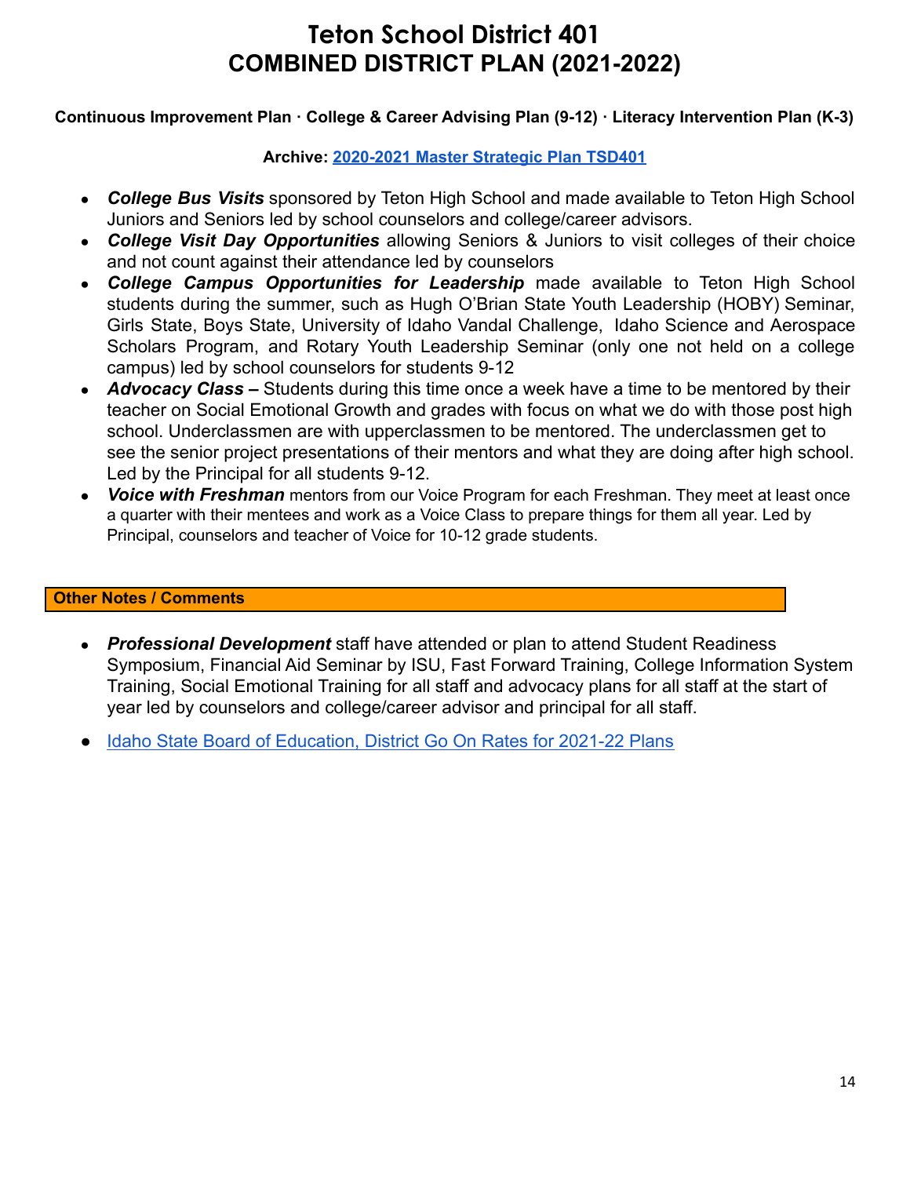# Teton School District 401
# COMBINED DISTRICT PLAN (2021-2022)

**Continuous Improvement Plan · College & Career Advising Plan (9-12) · Literacy Intervention Plan (K-3)**

**Archive: [2020-2021 Master Strategic Plan TSD401]()**

- ***College Bus Visits*** sponsored by Teton High School and made available to Teton High School Juniors and Seniors led by school counselors and college/career advisors.
- ***College Visit Day Opportunities*** allowing Seniors & Juniors to visit colleges of their choice and not count against their attendance led by counselors
- ***College Campus Opportunities for Leadership*** made available to Teton High School students during the summer, such as Hugh O'Brian State Youth Leadership (HOBY) Seminar, Girls State, Boys State, University of Idaho Vandal Challenge, Idaho Science and Aerospace Scholars Program, and Rotary Youth Leadership Seminar (only one not held on a college campus) led by school counselors for students 9-12
- ***Advocacy Class –*** Students during this time once a week have a time to be mentored by their teacher on Social Emotional Growth and grades with focus on what we do with those post high school. Underclassmen are with upperclassmen to be mentored. The underclassmen get to see the senior project presentations of their mentors and what they are doing after high school. Led by the Principal for all students 9-12.
- ***Voice with Freshman*** mentors from our Voice Program for each Freshman. They meet at least once a quarter with their mentees and work as a Voice Class to prepare things for them all year. Led by Principal, counselors and teacher of Voice for 10-12 grade students.

**Other Notes / Comments**

- ***Professional Development*** staff have attended or plan to attend Student Readiness Symposium, Financial Aid Seminar by ISU, Fast Forward Training, College Information System Training, Social Emotional Training for all staff and advocacy plans for all staff at the start of year led by counselors and college/career advisor and principal for all staff.
- [Idaho State Board of Education, District Go On Rates for 2021-22 Plans]()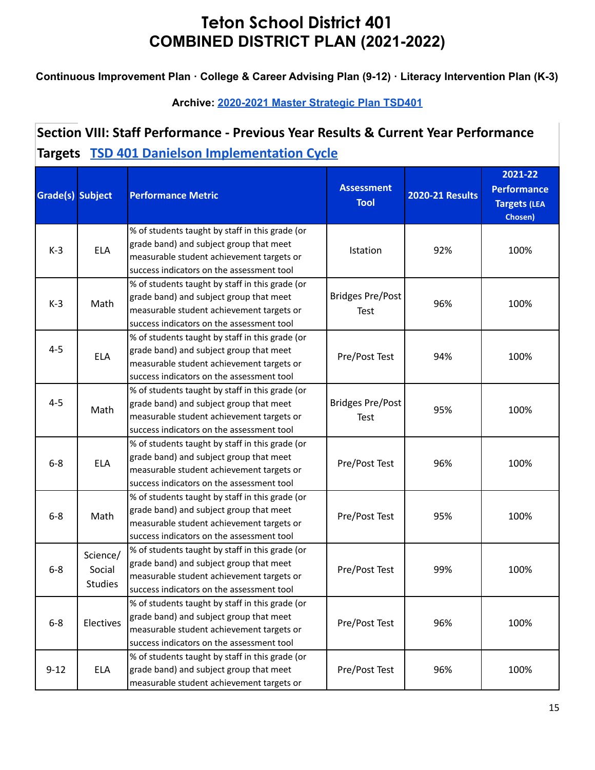# Teton School District 401
# COMBINED DISTRICT PLAN (2021-2022)

**Continuous Improvement Plan · College & Career Advising Plan (9-12) · Literacy Intervention Plan (K-3)**

**Archive: [2020-2021 Master Strategic Plan TSD401]()**

## Section VIII: Staff Performance - Previous Year Results & Current Year Performance Targets [TSD 401 Danielson Implementation Cycle]()

| Grade(s) | Subject | Performance Metric | Assessment Tool | 2020-21 Results | 2021-22 Performance Targets (LEA Chosen) |
|---|---|---|---|---|---|
| K-3 | ELA | % of students taught by staff in this grade (or grade band) and subject group that meet measurable student achievement targets or success indicators on the assessment tool | Istation | 92% | 100% |
| K-3 | Math | % of students taught by staff in this grade (or grade band) and subject group that meet measurable student achievement targets or success indicators on the assessment tool | Bridges Pre/Post Test | 96% | 100% |
| 4-5 | ELA | % of students taught by staff in this grade (or grade band) and subject group that meet measurable student achievement targets or success indicators on the assessment tool | Pre/Post Test | 94% | 100% |
| 4-5 | Math | % of students taught by staff in this grade (or grade band) and subject group that meet measurable student achievement targets or success indicators on the assessment tool | Bridges Pre/Post Test | 95% | 100% |
| 6-8 | ELA | % of students taught by staff in this grade (or grade band) and subject group that meet measurable student achievement targets or success indicators on the assessment tool | Pre/Post Test | 96% | 100% |
| 6-8 | Math | % of students taught by staff in this grade (or grade band) and subject group that meet measurable student achievement targets or success indicators on the assessment tool | Pre/Post Test | 95% | 100% |
| 6-8 | Science/ Social Studies | % of students taught by staff in this grade (or grade band) and subject group that meet measurable student achievement targets or success indicators on the assessment tool | Pre/Post Test | 99% | 100% |
| 6-8 | Electives | % of students taught by staff in this grade (or grade band) and subject group that meet measurable student achievement targets or success indicators on the assessment tool | Pre/Post Test | 96% | 100% |
| 9-12 | ELA | % of students taught by staff in this grade (or grade band) and subject group that meet measurable student achievement targets or | Pre/Post Test | 96% | 100% |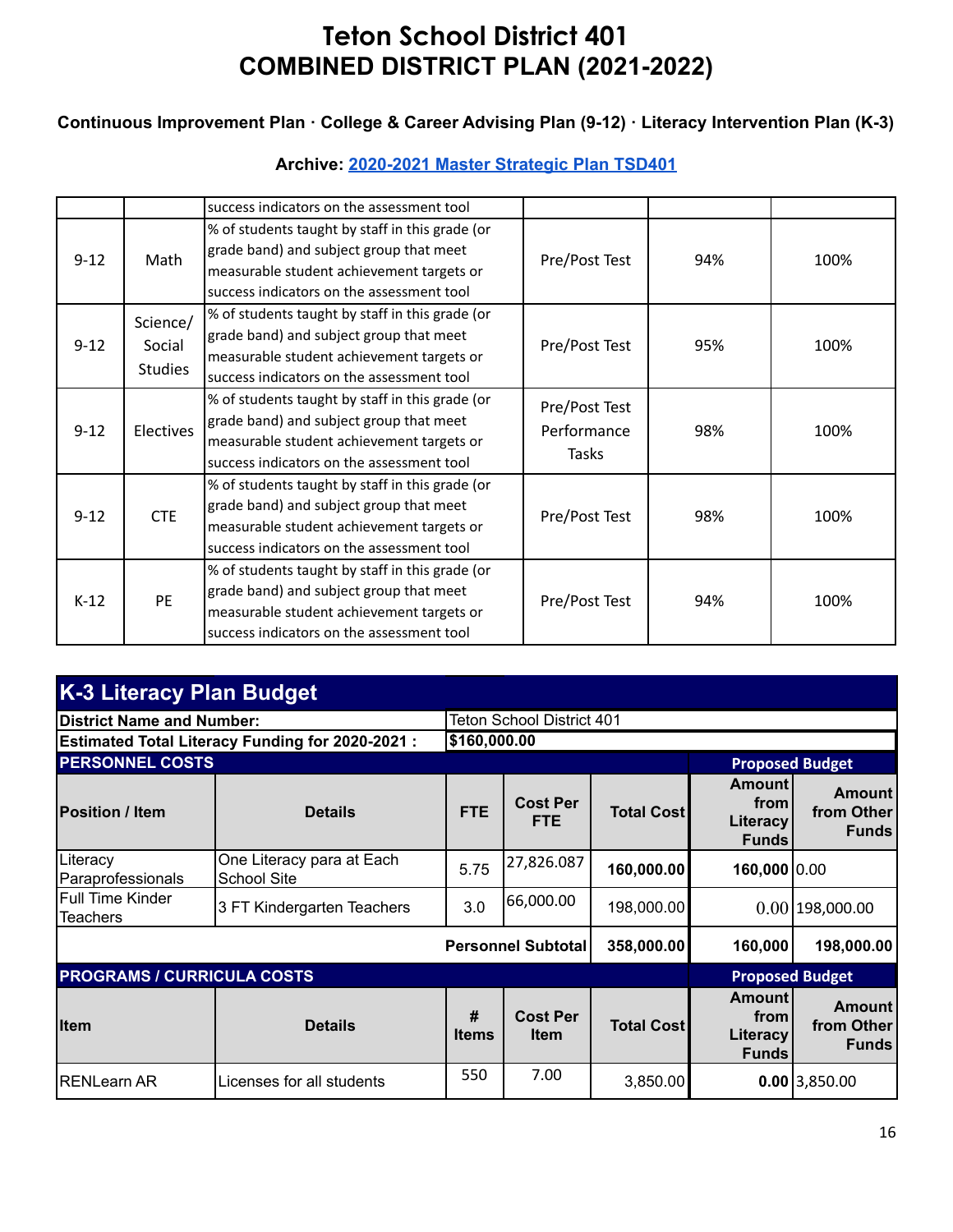# Teton School District 401
# COMBINED DISTRICT PLAN (2021-2022)

### Continuous Improvement Plan · College & Career Advising Plan (9-12) · Literacy Intervention Plan (K-3)

**Archive: [2020-2021 Master Strategic Plan TSD401]()**

| | | | | | |
|---|---|---|---|---|---|
| | | success indicators on the assessment tool | | | |
| 9-12 | Math | % of students taught by staff in this grade (or grade band) and subject group that meet measurable student achievement targets or success indicators on the assessment tool | Pre/Post Test | 94% | 100% |
| 9-12 | Science/ Social Studies | % of students taught by staff in this grade (or grade band) and subject group that meet measurable student achievement targets or success indicators on the assessment tool | Pre/Post Test | 95% | 100% |
| 9-12 | Electives | % of students taught by staff in this grade (or grade band) and subject group that meet measurable student achievement targets or success indicators on the assessment tool | Pre/Post Test Performance Tasks | 98% | 100% |
| 9-12 | CTE | % of students taught by staff in this grade (or grade band) and subject group that meet measurable student achievement targets or success indicators on the assessment tool | Pre/Post Test | 98% | 100% |
| K-12 | PE | % of students taught by staff in this grade (or grade band) and subject group that meet measurable student achievement targets or success indicators on the assessment tool | Pre/Post Test | 94% | 100% |

## K-3 Literacy Plan Budget

| | | | | | | |
|---|---|---|---|---|---|---|
| **District Name and Number:** | | Teton School District 401 | | | | |
| **Estimated Total Literacy Funding for 2020-2021 :** | | **$160,000.00** | | | | |
| **PERSONNEL COSTS** | | | | | **Proposed Budget** | |
| **Position / Item** | **Details** | **FTE** | **Cost Per FTE** | **Total Cost** | **Amount from Literacy Funds** | **Amount from Other Funds** |
| Literacy Paraprofessionals | One Literacy para at Each School Site | 5.75 | 27,826.087 | **160,000.00** | **160,000** | 0.00 |
| Full Time Kinder Teachers | 3 FT Kindergarten Teachers | 3.0 | 66,000.00 | 198,000.00 | 0.00 | 198,000.00 |
| | | **Personnel Subtotal** | | **358,000.00** | **160,000** | **198,000.00** |
| **PROGRAMS / CURRICULA COSTS** | | | | | **Proposed Budget** | |
| **Item** | **Details** | **# Items** | **Cost Per Item** | **Total Cost** | **Amount from Literacy Funds** | **Amount from Other Funds** |
| RENLearn AR | Licenses for all students | 550 | 7.00 | 3,850.00 | **0.00** | 3,850.00 |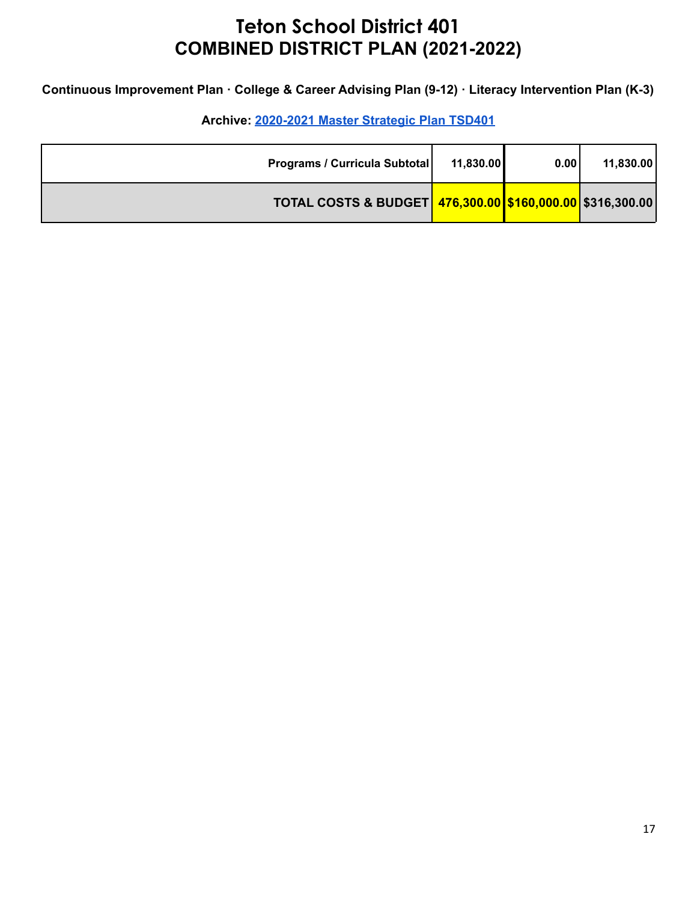# Teton School District 401
# COMBINED DISTRICT PLAN (2021-2022)

**Continuous Improvement Plan · College & Career Advising Plan (9-12) · Literacy Intervention Plan (K-3)**

**Archive: [2020-2021 Master Strategic Plan TSD401]()**

| | | | |
|---|---|---|---|
| **Programs / Curricula Subtotal** | **11,830.00** | **0.00** | **11,830.00** |
| **TOTAL COSTS & BUDGET** | **476,300.00** | **$160,000.00** | **$316,300.00** |